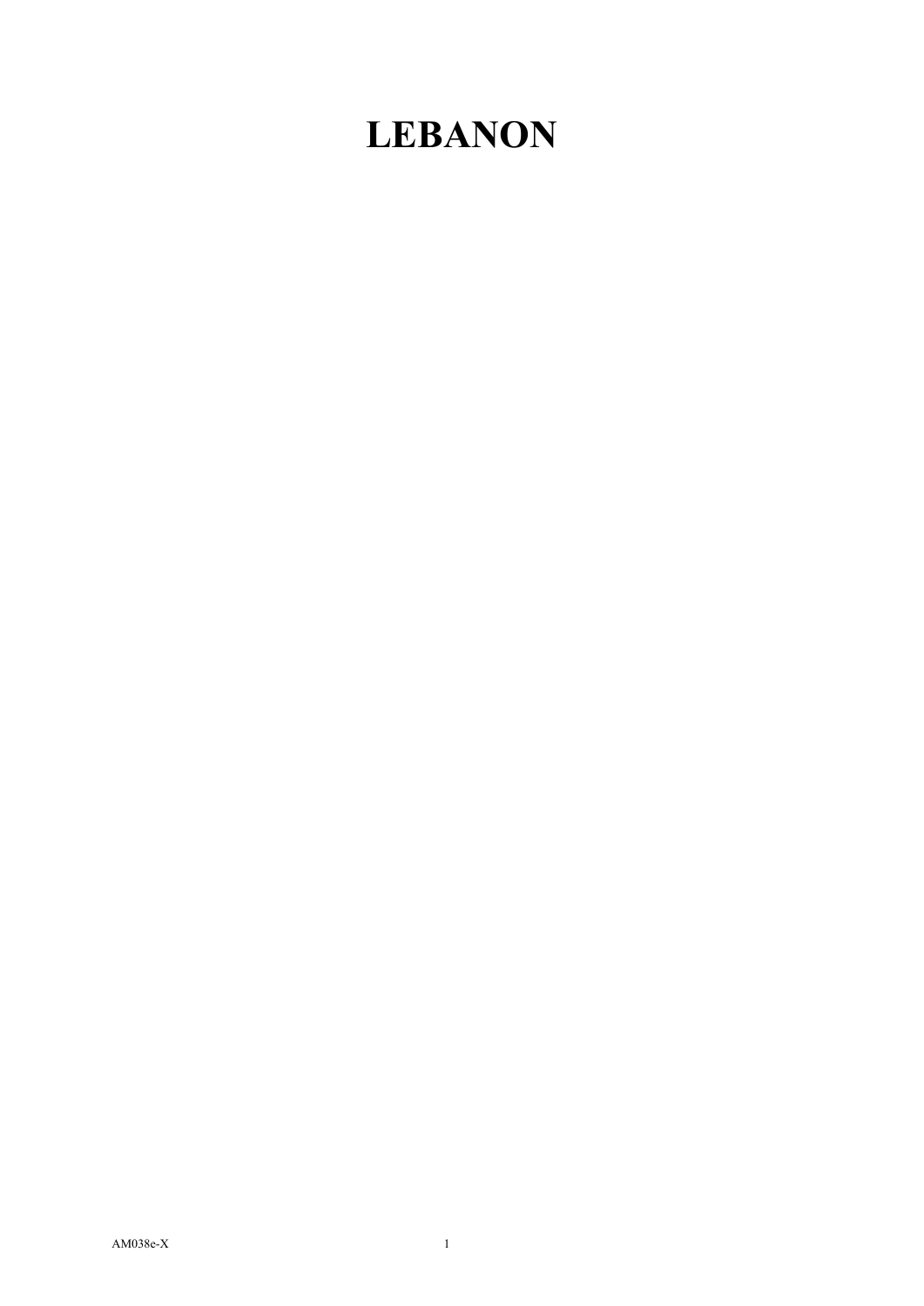# LEBANON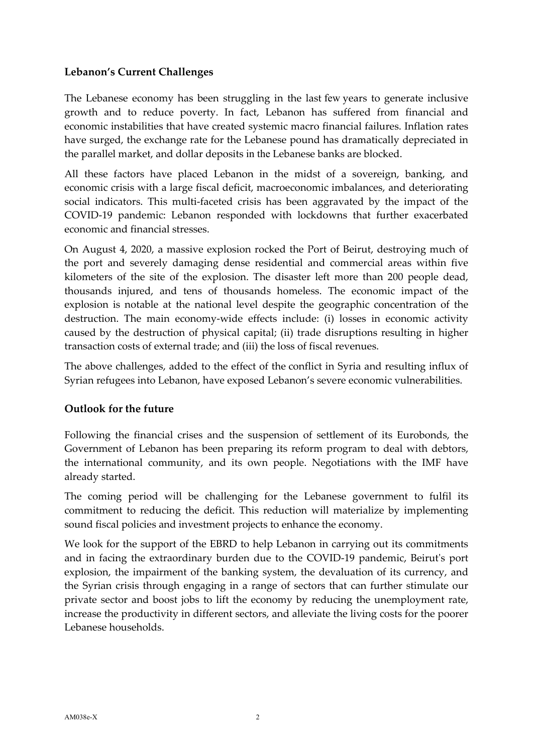## Lebanon's Current Challenges

The Lebanese economy has been struggling in the last few years to generate inclusive growth and to reduce poverty. In fact, Lebanon has suffered from financial and economic instabilities that have created systemic macro financial failures. Inflation rates have surged, the exchange rate for the Lebanese pound has dramatically depreciated in the parallel market, and dollar deposits in the Lebanese banks are blocked.

All these factors have placed Lebanon in the midst of a sovereign, banking, and economic crisis with a large fiscal deficit, macroeconomic imbalances, and deteriorating social indicators. This multi-faceted crisis has been aggravated by the impact of the COVID-19 pandemic: Lebanon responded with lockdowns that further exacerbated economic and financial stresses.

On August 4, 2020, a massive explosion rocked the Port of Beirut, destroying much of the port and severely damaging dense residential and commercial areas within five kilometers of the site of the explosion. The disaster left more than 200 people dead, thousands injured, and tens of thousands homeless. The economic impact of the explosion is notable at the national level despite the geographic concentration of the destruction. The main economy-wide effects include: (i) losses in economic activity caused by the destruction of physical capital; (ii) trade disruptions resulting in higher transaction costs of external trade; and (iii) the loss of fiscal revenues.

The above challenges, added to the effect of the conflict in Syria and resulting influx of Syrian refugees into Lebanon, have exposed Lebanon's severe economic vulnerabilities.

## Outlook for the future

Following the financial crises and the suspension of settlement of its Eurobonds, the Government of Lebanon has been preparing its reform program to deal with debtors, the international community, and its own people. Negotiations with the IMF have already started.

The coming period will be challenging for the Lebanese government to fulfil its commitment to reducing the deficit. This reduction will materialize by implementing sound fiscal policies and investment projects to enhance the economy.

We look for the support of the EBRD to help Lebanon in carrying out its commitments and in facing the extraordinary burden due to the COVID-19 pandemic, Beirut's port explosion, the impairment of the banking system, the devaluation of its currency, and the Syrian crisis through engaging in a range of sectors that can further stimulate our private sector and boost jobs to lift the economy by reducing the unemployment rate, increase the productivity in different sectors, and alleviate the living costs for the poorer Lebanese households.